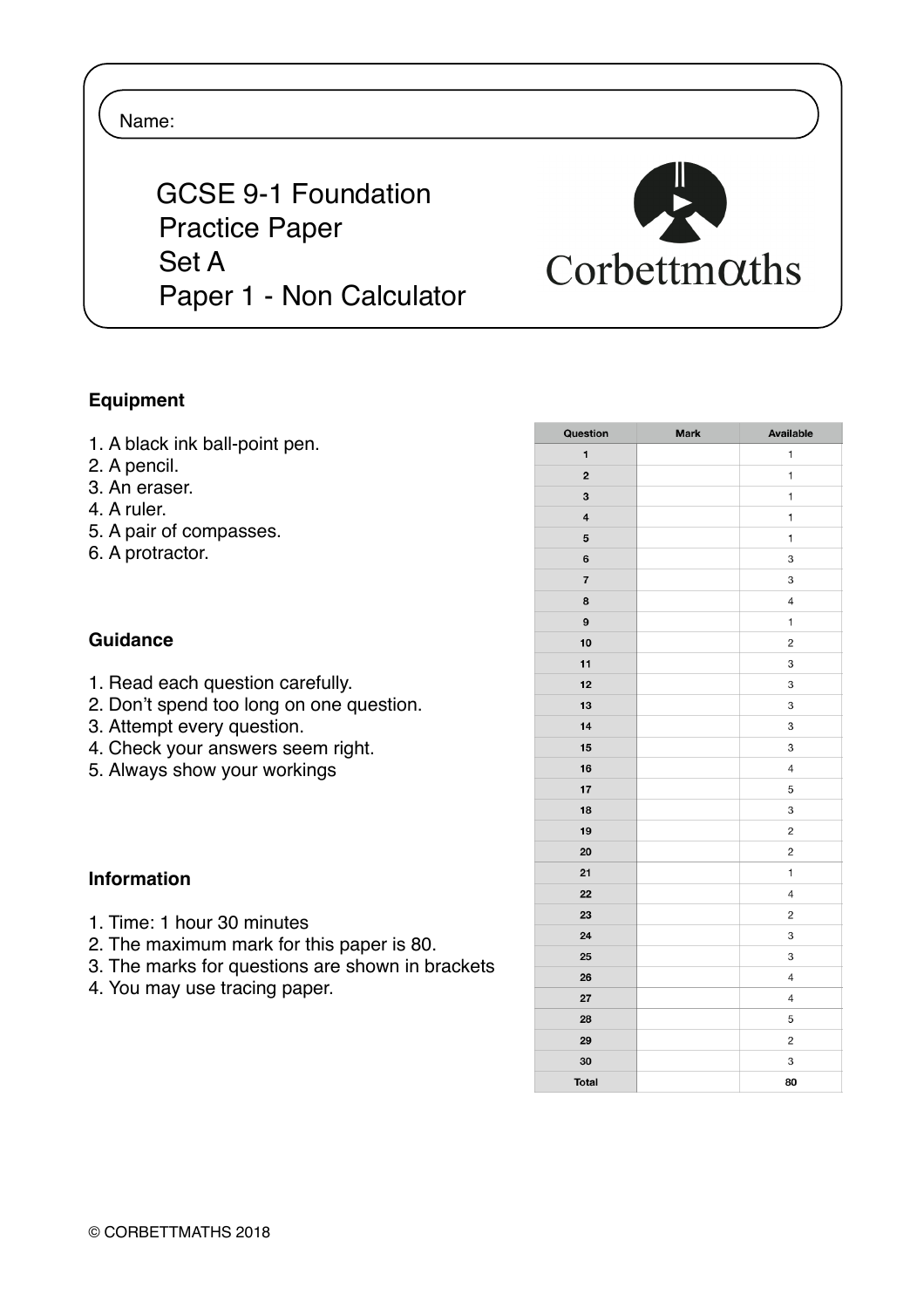Name:

# GCSE 9-1 Foundation Practice Paper Set A Paper 1 - Non Calculator

Corbettmaths

**Equipment**

1. A black ink ball-point pen.
2. A pencil.
3. An eraser.
4. A ruler.
5. A pair of compasses.
6. A protractor.

**Guidance**

1. Read each question carefully.
2. Don't spend too long on one question.
3. Attempt every question.
4. Check your answers seem right.
5. Always show your workings

**Information**

1. Time: 1 hour 30 minutes
2. The maximum mark for this paper is 80.
3. The marks for questions are shown in brackets
4. You may use tracing paper.

| Question | Mark | Available |
|---|---|---|
| 1 | | 1 |
| 2 | | 1 |
| 3 | | 1 |
| 4 | | 1 |
| 5 | | 1 |
| 6 | | 3 |
| 7 | | 3 |
| 8 | | 4 |
| 9 | | 1 |
| 10 | | 2 |
| 11 | | 3 |
| 12 | | 3 |
| 13 | | 3 |
| 14 | | 3 |
| 15 | | 3 |
| 16 | | 4 |
| 17 | | 5 |
| 18 | | 3 |
| 19 | | 2 |
| 20 | | 2 |
| 21 | | 1 |
| 22 | | 4 |
| 23 | | 2 |
| 24 | | 3 |
| 25 | | 3 |
| 26 | | 4 |
| 27 | | 4 |
| 28 | | 5 |
| 29 | | 2 |
| 30 | | 3 |
| Total | | 80 |

© CORBETTMATHS 2018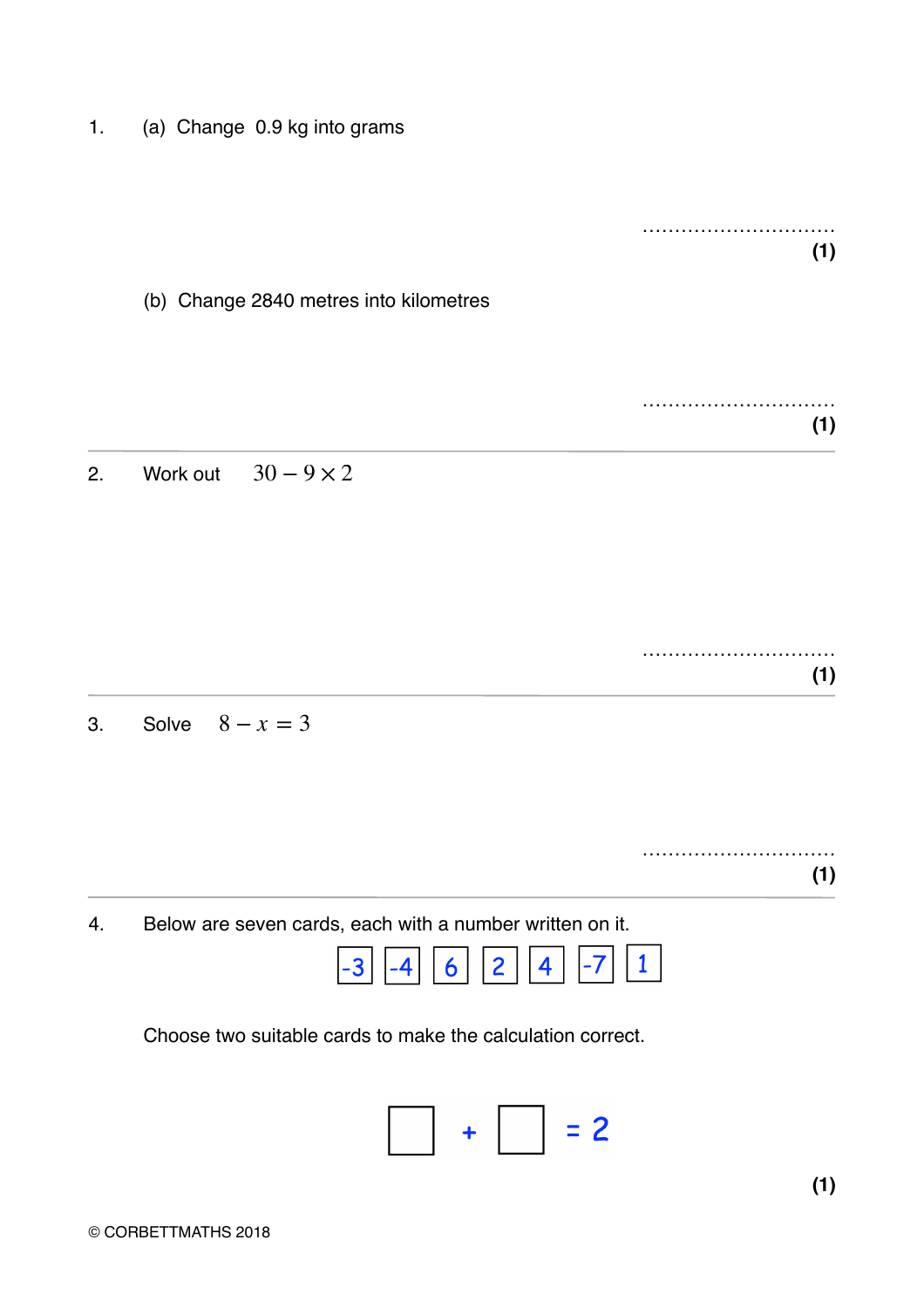1. (a) Change 0.9 kg into grams

..............................
**(1)**

(b) Change 2840 metres into kilometres

..............................
**(1)**

---

2. Work out $30 - 9 \times 2$

..............................
**(1)**

---

3. Solve $8 - x = 3$

..............................
**(1)**

---

4. Below are seven cards, each with a number written on it.

| -3 | -4 | 6 | 2 | 4 | -7 | 1 |
|---|---|---|---|---|---|---|

Choose two suitable cards to make the calculation correct.

☐ + ☐ = 2

**(1)**

© CORBETTMATHS 2018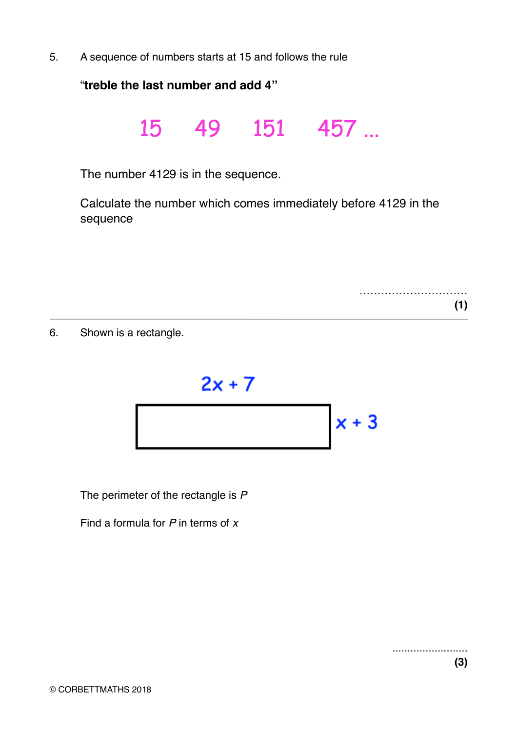5. A sequence of numbers starts at 15 and follows the rule

**"treble the last number and add 4"**

15 49 151 457 ...

The number 4129 is in the sequence.

Calculate the number which comes immediately before 4129 in the sequence

..............................
**(1)**

---

6. Shown is a rectangle.

$2x + 7$

$x + 3$

The perimeter of the rectangle is $P$

Find a formula for $P$ in terms of $x$

.........................
**(3)**

© CORBETTMATHS 2018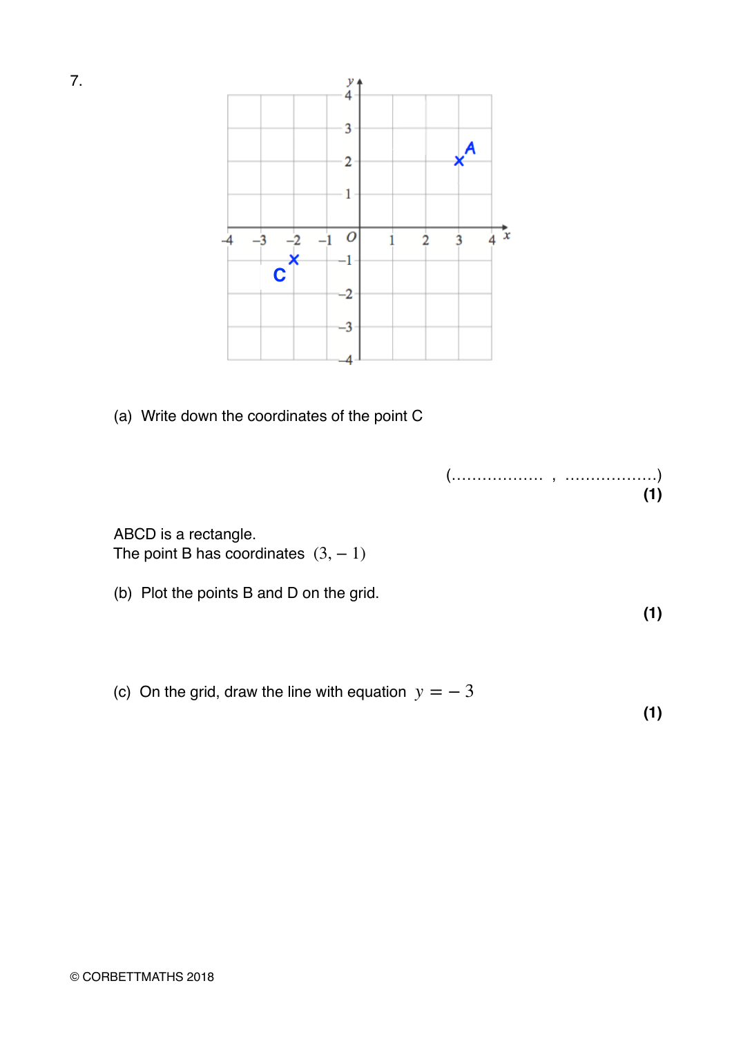7.

(a) Write down the coordinates of the point C

(.................. , ..................)
**(1)**

ABCD is a rectangle.
The point B has coordinates $(3, -1)$

(b) Plot the points B and D on the grid.

**(1)**

(c) On the grid, draw the line with equation $y = -3$

**(1)**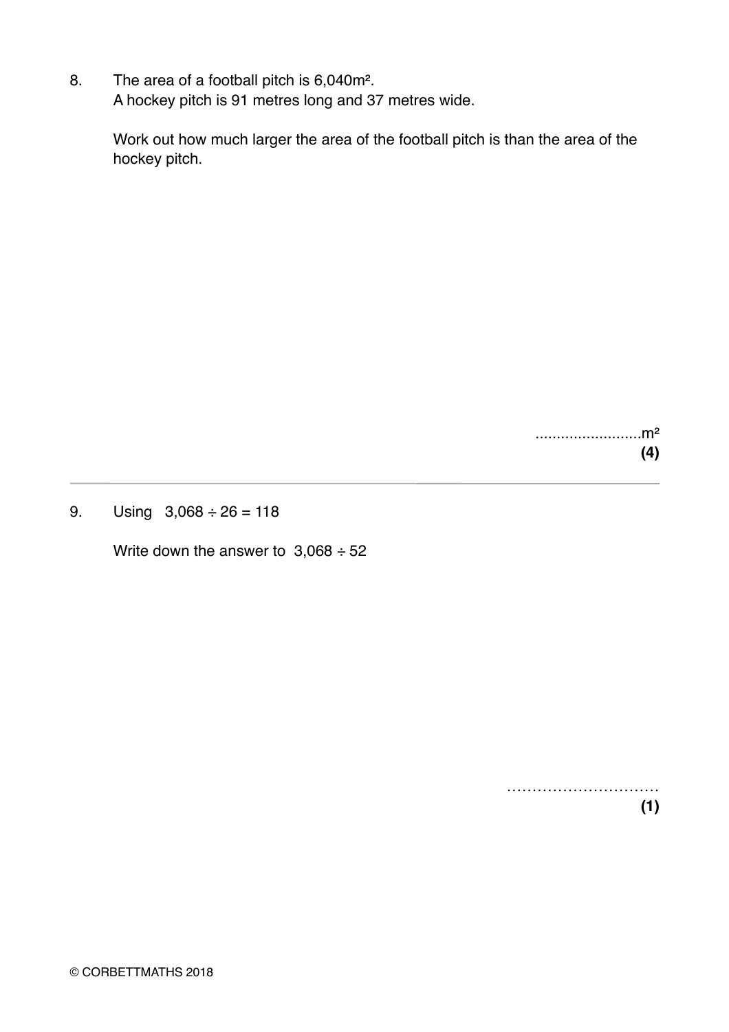8. The area of a football pitch is 6,040m².
   A hockey pitch is 91 metres long and 37 metres wide.

   Work out how much larger the area of the football pitch is than the area of the hockey pitch.

.........................m²
**(4)**

---

9. Using $3,068 \div 26 = 118$

   Write down the answer to $3,068 \div 52$

…………………………
**(1)**

© CORBETTMATHS 2018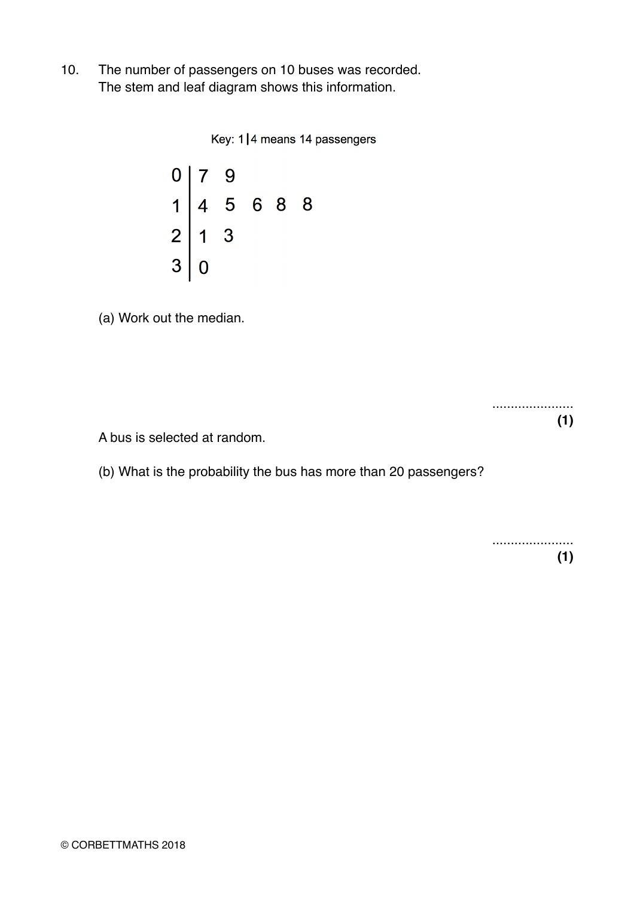10. The number of passengers on 10 buses was recorded.
The stem and leaf diagram shows this information.

Key: 1 | 4 means 14 passengers

| Stem | Leaf |
|---|---|
| 0 | 7 9 |
| 1 | 4 5 6 8 8 |
| 2 | 1 3 |
| 3 | 0 |

(a) Work out the median.

......................
**(1)**

A bus is selected at random.

(b) What is the probability the bus has more than 20 passengers?

......................
**(1)**

© CORBETTMATHS 2018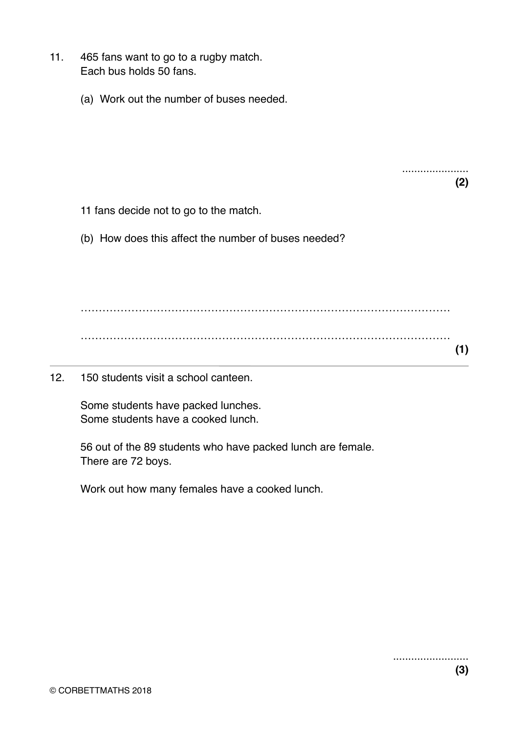11. 465 fans want to go to a rugby match.
    Each bus holds 50 fans.

    (a) Work out the number of buses needed.

    ......................
    **(2)**

    11 fans decide not to go to the match.

    (b) How does this affect the number of buses needed?

    ..........................................................................................

    ..........................................................................................
    **(1)**

---

12. 150 students visit a school canteen.

    Some students have packed lunches.
    Some students have a cooked lunch.

    56 out of the 89 students who have packed lunch are female.
    There are 72 boys.

    Work out how many females have a cooked lunch.

    .........................
    **(3)**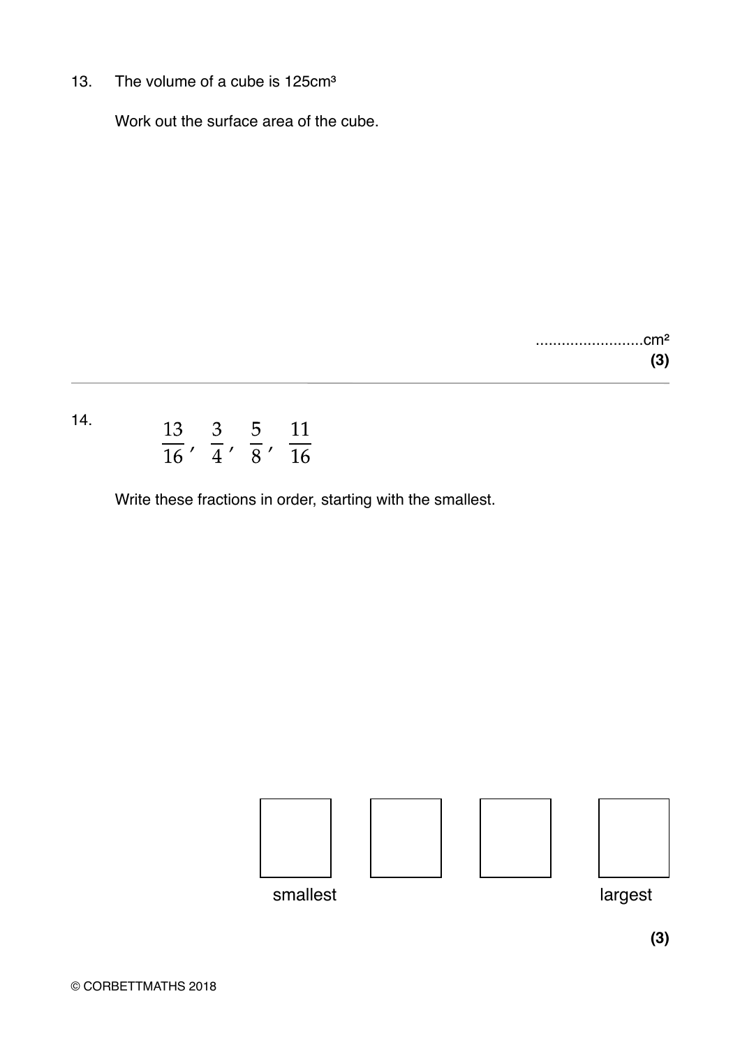13. The volume of a cube is 125cm³

Work out the surface area of the cube.

.........................cm²

**(3)**

---

14. $\frac{13}{16}$, $\frac{3}{4}$, $\frac{5}{8}$, $\frac{11}{16}$

Write these fractions in order, starting with the smallest.

| | | | |
|---|---|---|---|
| smallest | | | largest |

**(3)**

© CORBETTMATHS 2018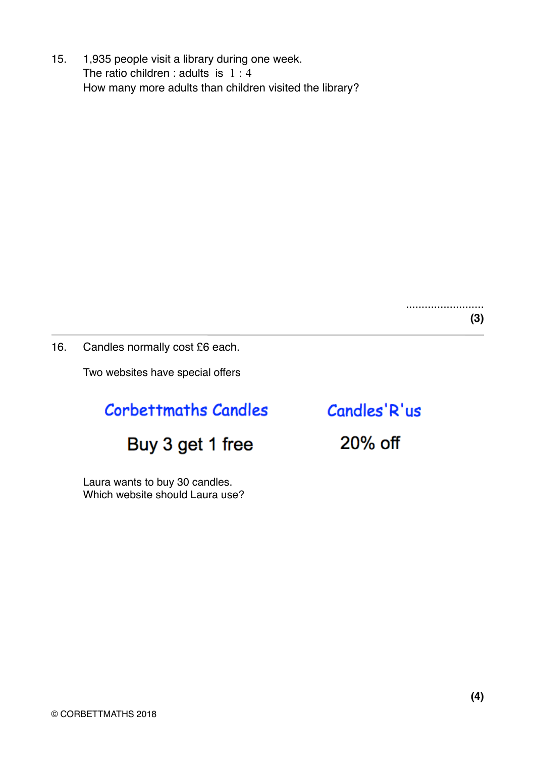15. 1,935 people visit a library during one week.
    The ratio children : adults is $1 : 4$
    How many more adults than children visited the library?

.........................
**(3)**

---

16. Candles normally cost £6 each.

    Two websites have special offers

| Corbettmaths Candles | Candles'R'us |
|---|---|
| Buy 3 get 1 free | 20% off |

Laura wants to buy 30 candles.
Which website should Laura use?

**(4)**

© CORBETTMATHS 2018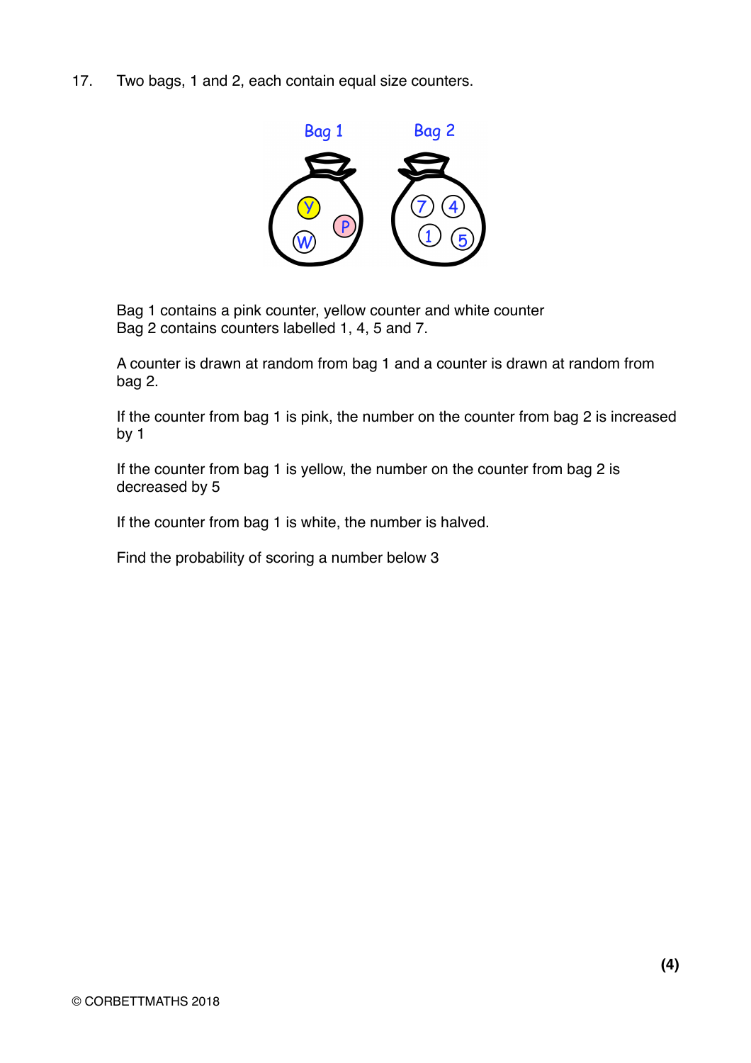17. Two bags, 1 and 2, each contain equal size counters.

Bag 1 contains a pink counter, yellow counter and white counter
Bag 2 contains counters labelled 1, 4, 5 and 7.

A counter is drawn at random from bag 1 and a counter is drawn at random from bag 2.

If the counter from bag 1 is pink, the number on the counter from bag 2 is increased by 1

If the counter from bag 1 is yellow, the number on the counter from bag 2 is decreased by 5

If the counter from bag 1 is white, the number is halved.

Find the probability of scoring a number below 3

**(4)**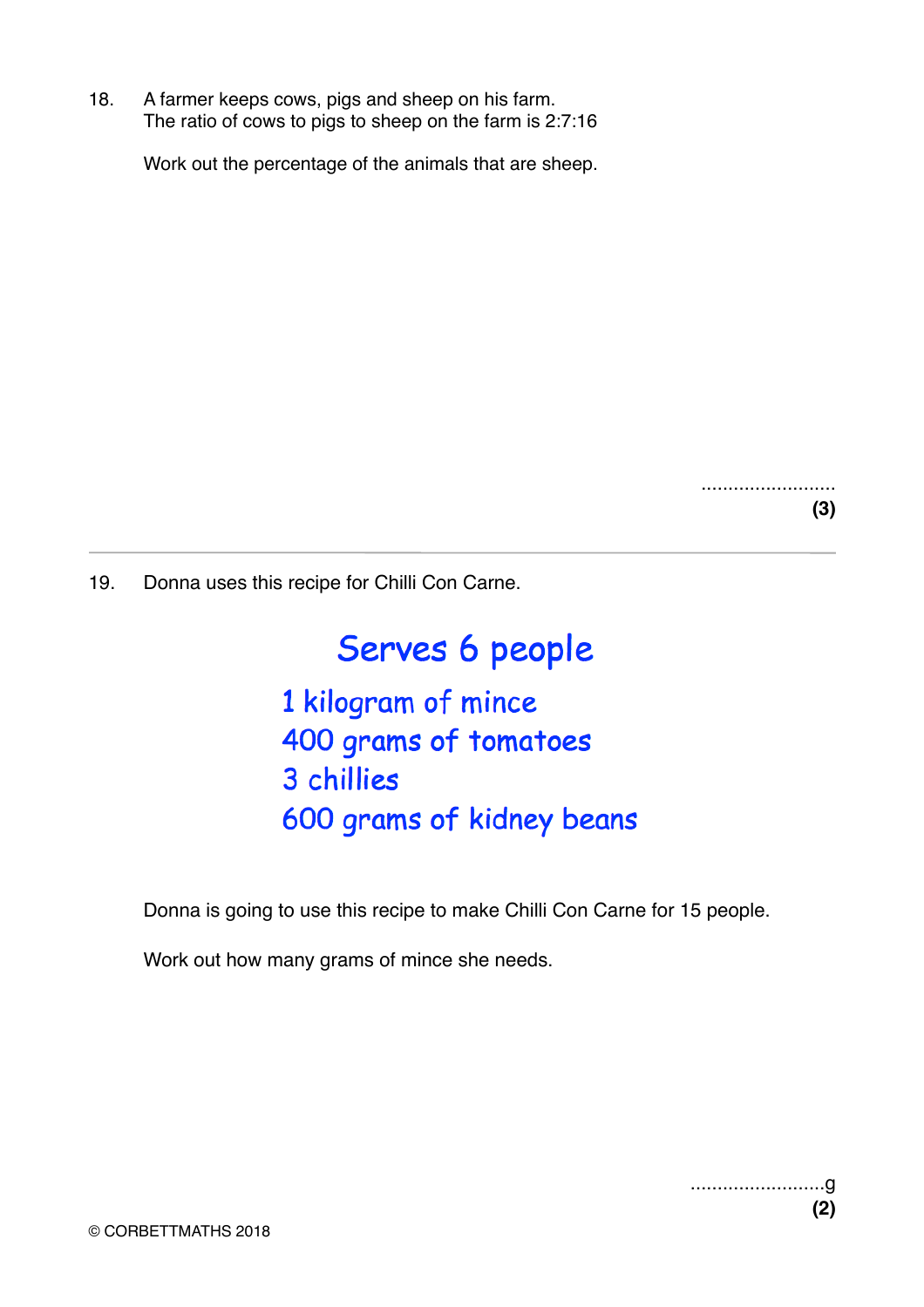18. A farmer keeps cows, pigs and sheep on his farm.
The ratio of cows to pigs to sheep on the farm is 2:7:16

Work out the percentage of the animals that are sheep.

.........................
**(3)**

---

19. Donna uses this recipe for Chilli Con Carne.

**Serves 6 people**

1 kilogram of mince
400 grams of tomatoes
3 chillies
600 grams of kidney beans

Donna is going to use this recipe to make Chilli Con Carne for 15 people.

Work out how many grams of mince she needs.

.........................g
**(2)**

© CORBETTMATHS 2018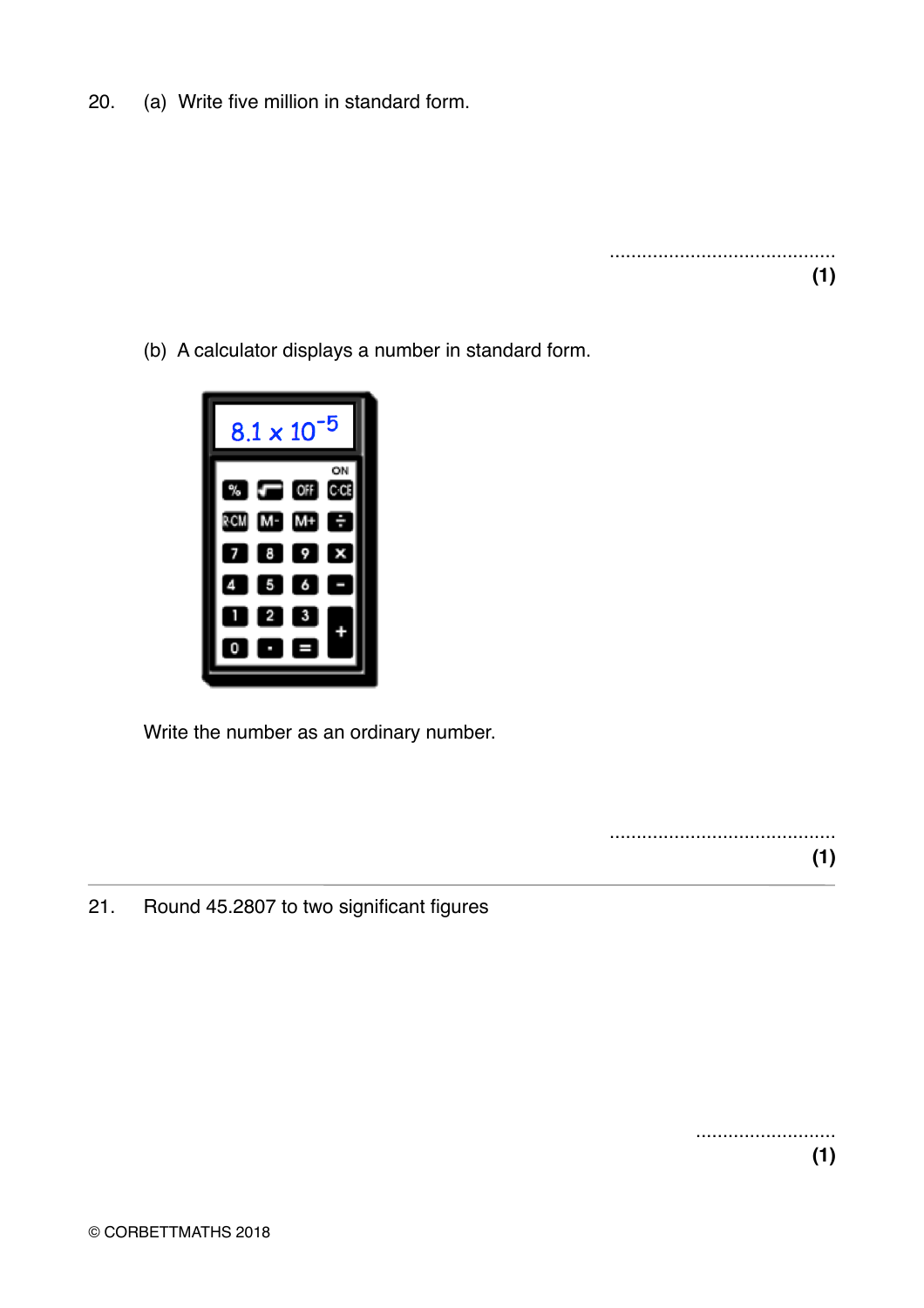20. (a) Write five million in standard form.

..........................................
**(1)**

(b) A calculator displays a number in standard form.

$8.1 \times 10^{-5}$

Write the number as an ordinary number.

..........................................
**(1)**

---

21. Round 45.2807 to two significant figures

..........................
**(1)**

© CORBETTMATHS 2018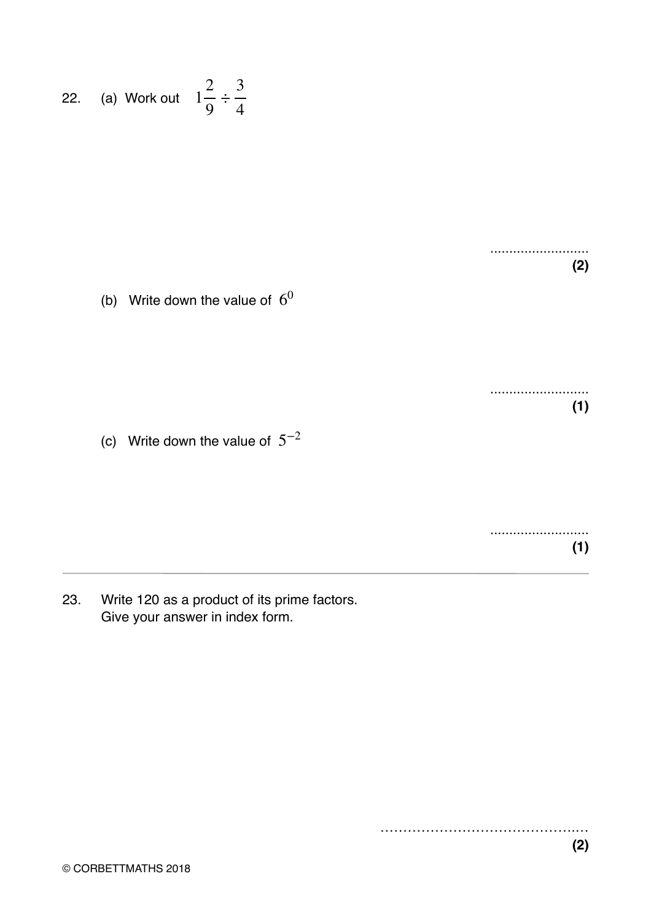22. (a) Work out $1\frac{2}{9} \div \frac{3}{4}$

..........................
**(2)**

(b) Write down the value of $6^0$

..........................
**(1)**

(c) Write down the value of $5^{-2}$

..........................
**(1)**

---

23. Write 120 as a product of its prime factors.
Give your answer in index form.

..............................................
**(2)**

© CORBETTMATHS 2018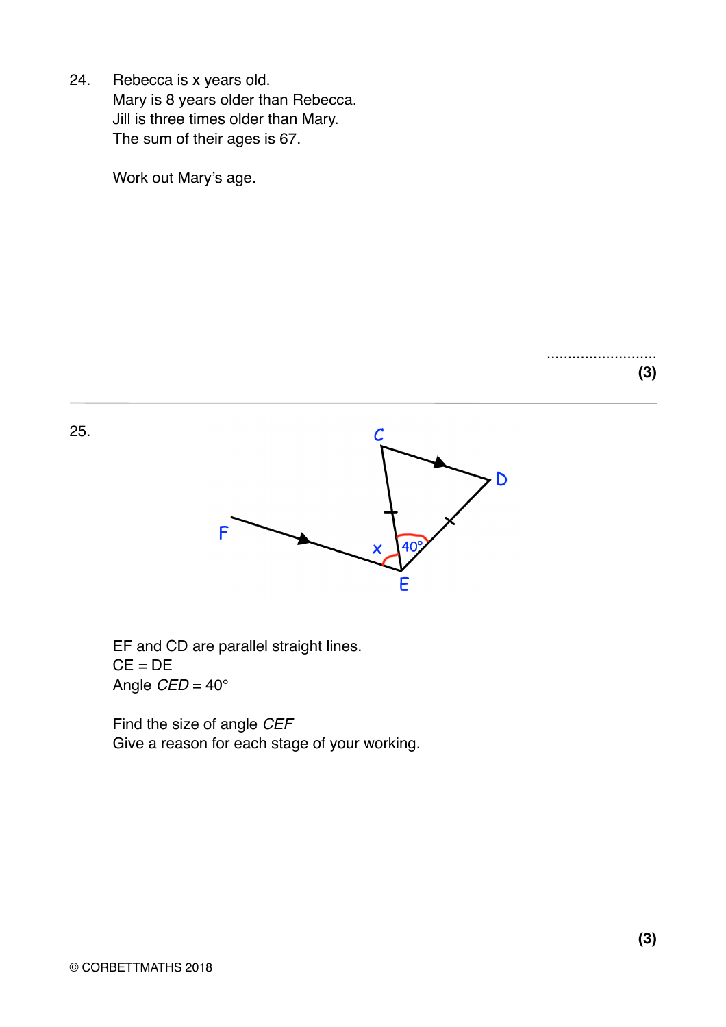24. Rebecca is x years old.
Mary is 8 years older than Rebecca.
Jill is three times older than Mary.
The sum of their ages is 67.

Work out Mary's age.

..........................

**(3)**

---

25.

EF and CD are parallel straight lines.
CE = DE
Angle *CED* = 40°

Find the size of angle *CEF*
Give a reason for each stage of your working.

**(3)**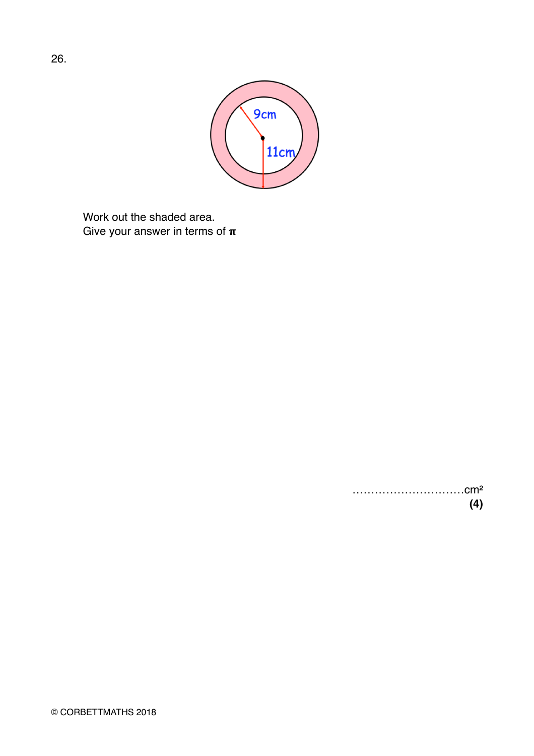26.

Work out the shaded area.
Give your answer in terms of $\pi$

..............................cm²
**(4)**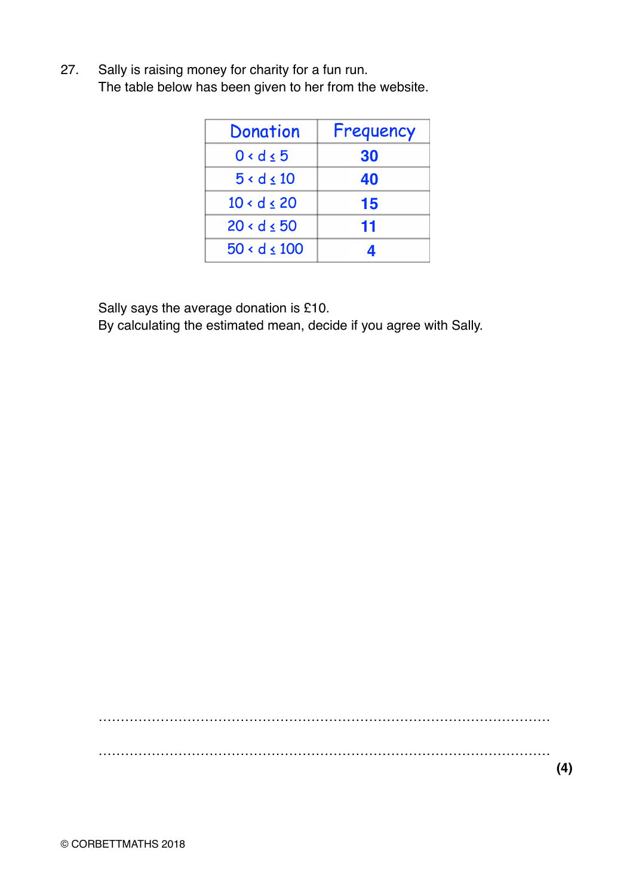27. Sally is raising money for charity for a fun run.
The table below has been given to her from the website.

| Donation | Frequency |
|---|---|
| $0 < d \leq 5$ | 30 |
| $5 < d \leq 10$ | 40 |
| $10 < d \leq 20$ | 15 |
| $20 < d \leq 50$ | 11 |
| $50 < d \leq 100$ | 4 |

Sally says the average donation is £10.
By calculating the estimated mean, decide if you agree with Sally.

..................................................................................................

..................................................................................................

**(4)**

© CORBETTMATHS 2018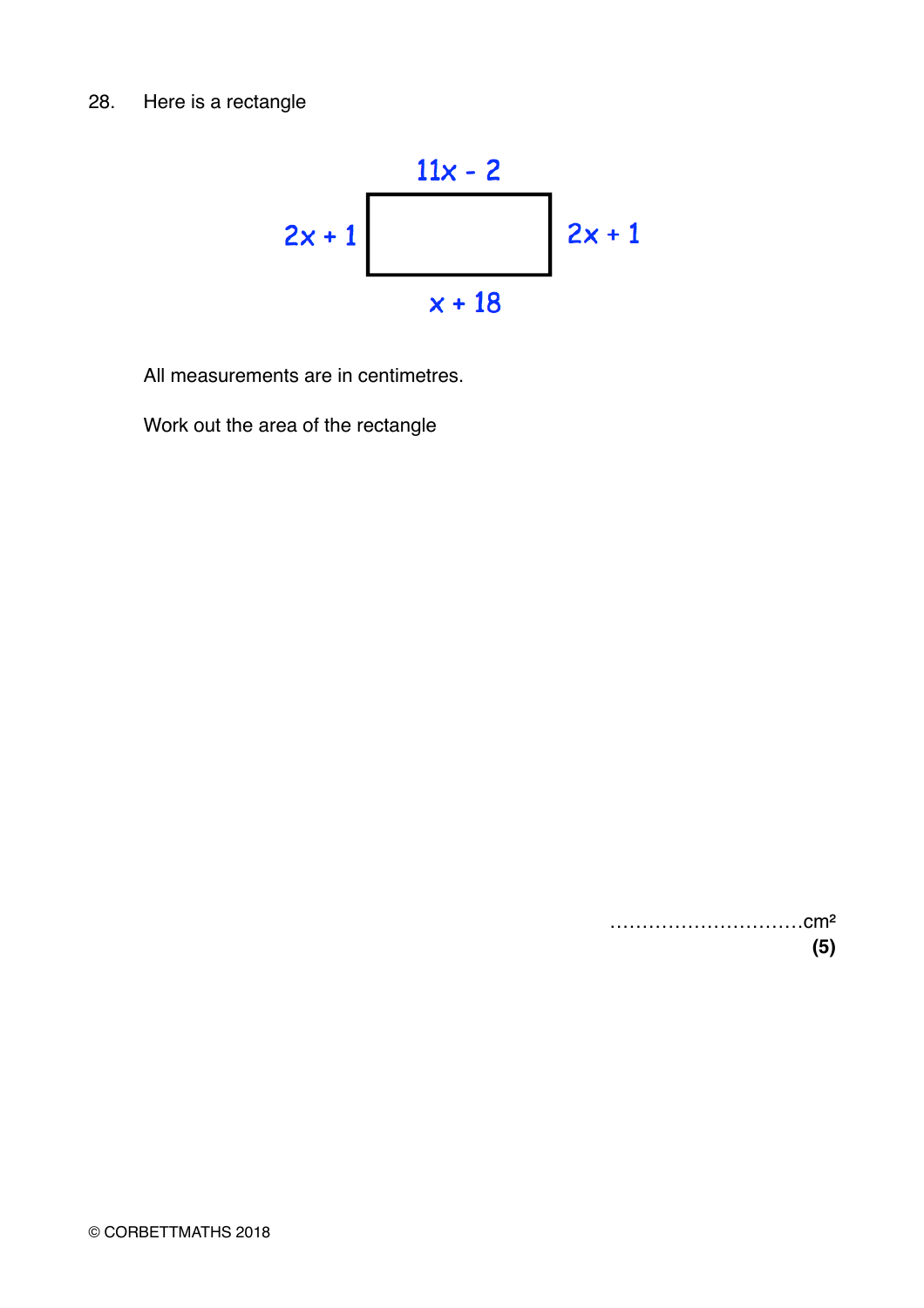28. Here is a rectangle

$11x - 2$

$2x + 1$ $2x + 1$

$x + 18$

All measurements are in centimetres.

Work out the area of the rectangle

..............................cm²

**(5)**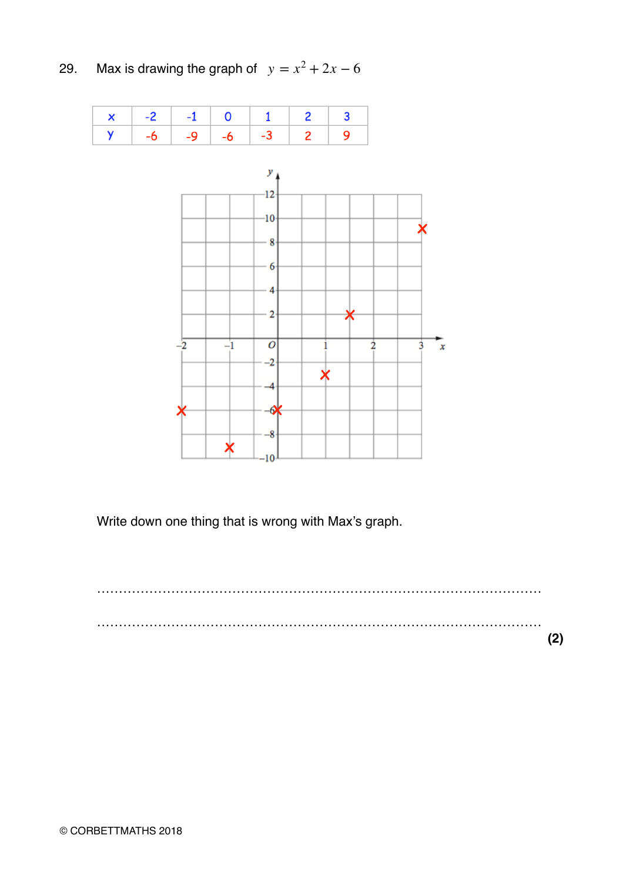29. Max is drawing the graph of $y = x^2 + 2x - 6$

| x | -2 | -1 | 0 | 1 | 2 | 3 |
| --- | --- | --- | --- | --- | --- | --- |
| y | -6 | -9 | -6 | -3 | 2 | 9 |

Write down one thing that is wrong with Max's graph.

..........................................................................................................

..........................................................................................................

**(2)**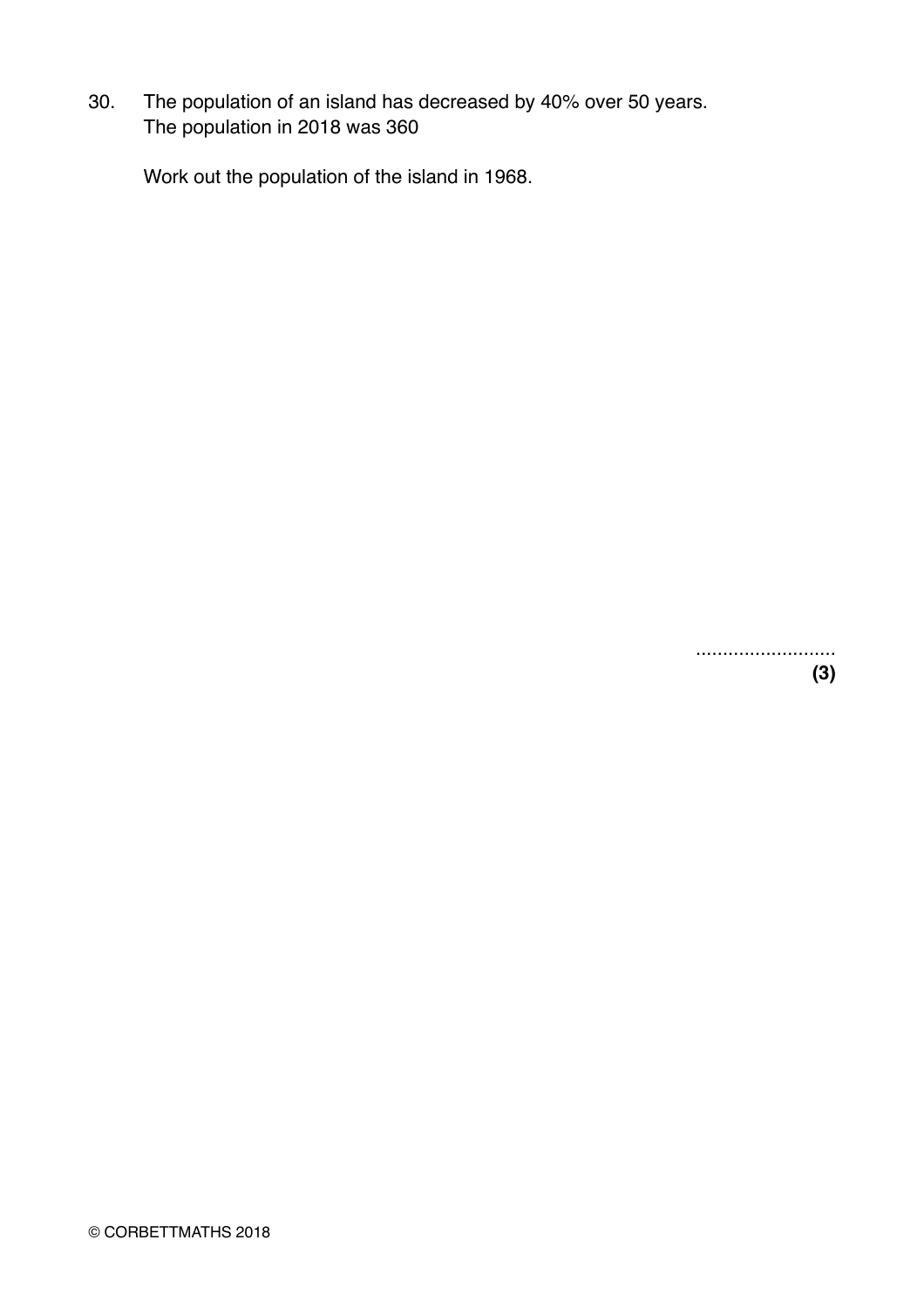30. The population of an island has decreased by 40% over 50 years.
The population in 2018 was 360

Work out the population of the island in 1968.

..........................
**(3)**